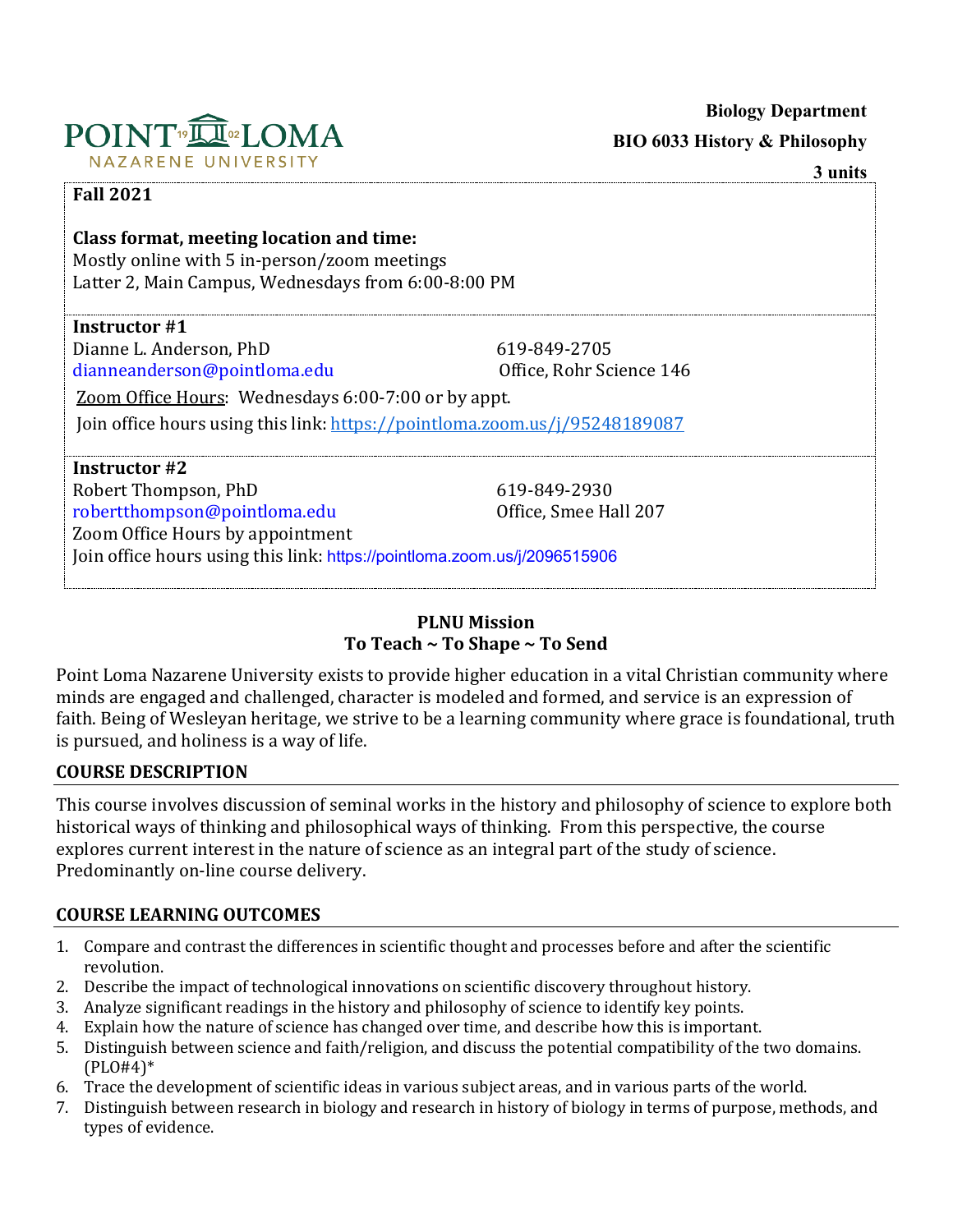**Biology Department**

**BIO 6033 History & Philosophy**

**3 units**

**Fall 2021**

**Class format, meeting location and time:**
Mostly online with 5 in-person/zoom meetings
Latter 2, Main Campus, Wednesdays from 6:00-8:00 PM

**Instructor #1**
Dianne L. Anderson, PhD — 619-849-2705
dianneanderson@pointloma.edu — Office, Rohr Science 146

Zoom Office Hours: Wednesdays 6:00-7:00 or by appt.
Join office hours using this link: https://pointloma.zoom.us/j/95248189087

**Instructor #2**
Robert Thompson, PhD — 619-849-2930
robertthompson@pointloma.edu — Office, Smee Hall 207
Zoom Office Hours by appointment
Join office hours using this link: https://pointloma.zoom.us/j/2096515906

## PLNU Mission
### To Teach ~ To Shape ~ To Send

Point Loma Nazarene University exists to provide higher education in a vital Christian community where minds are engaged and challenged, character is modeled and formed, and service is an expression of faith. Being of Wesleyan heritage, we strive to be a learning community where grace is foundational, truth is pursued, and holiness is a way of life.

## COURSE DESCRIPTION

This course involves discussion of seminal works in the history and philosophy of science to explore both historical ways of thinking and philosophical ways of thinking. From this perspective, the course explores current interest in the nature of science as an integral part of the study of science. Predominantly on-line course delivery.

## COURSE LEARNING OUTCOMES

1. Compare and contrast the differences in scientific thought and processes before and after the scientific revolution.
2. Describe the impact of technological innovations on scientific discovery throughout history.
3. Analyze significant readings in the history and philosophy of science to identify key points.
4. Explain how the nature of science has changed over time, and describe how this is important.
5. Distinguish between science and faith/religion, and discuss the potential compatibility of the two domains. (PLO#4)*
6. Trace the development of scientific ideas in various subject areas, and in various parts of the world.
7. Distinguish between research in biology and research in history of biology in terms of purpose, methods, and types of evidence.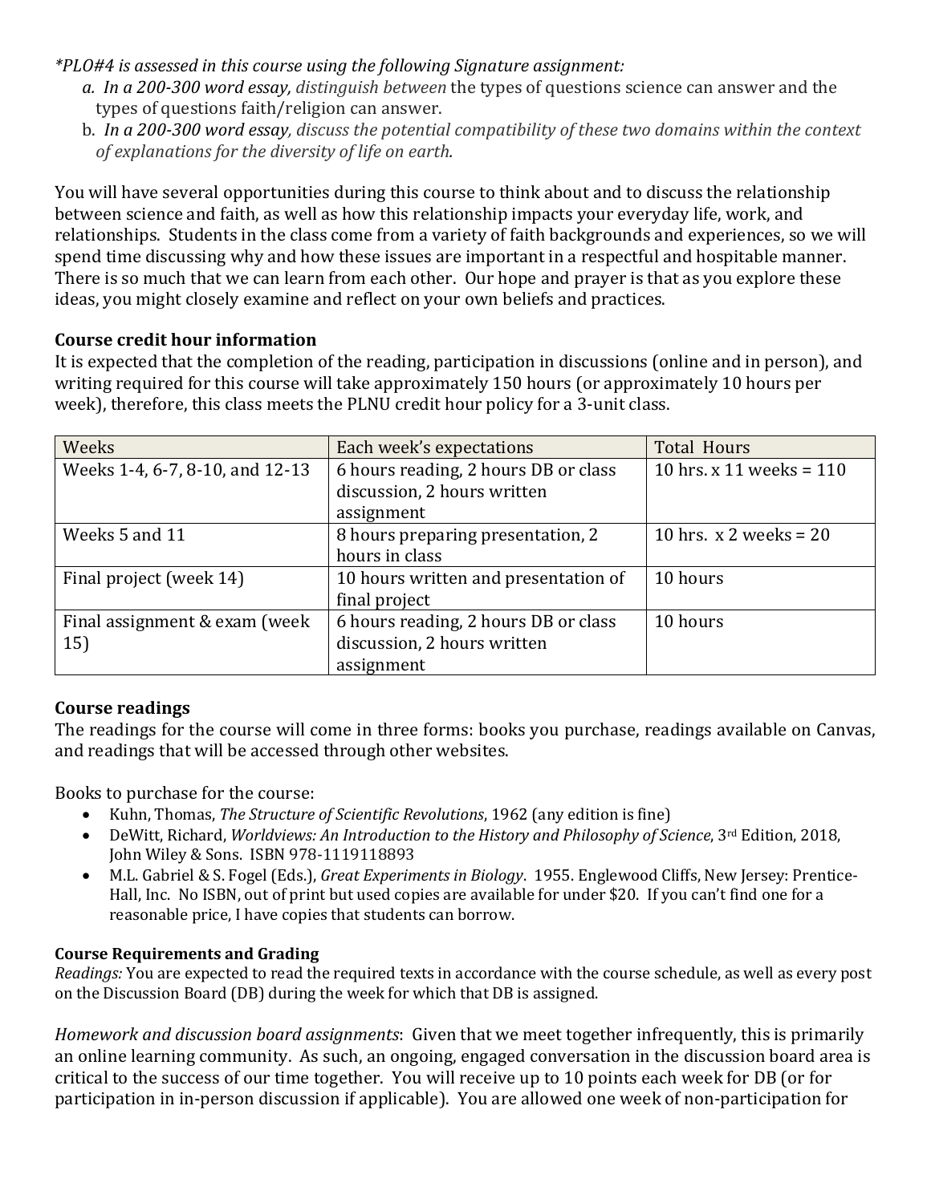*\*PLO#4 is assessed in this course using the following Signature assignment:*

a. *In a 200-300 word essay, distinguish between the types of questions science can answer and the types of questions faith/religion can answer.*
b. *In a 200-300 word essay, discuss the potential compatibility of these two domains within the context of explanations for the diversity of life on earth.*

You will have several opportunities during this course to think about and to discuss the relationship between science and faith, as well as how this relationship impacts your everyday life, work, and relationships. Students in the class come from a variety of faith backgrounds and experiences, so we will spend time discussing why and how these issues are important in a respectful and hospitable manner. There is so much that we can learn from each other. Our hope and prayer is that as you explore these ideas, you might closely examine and reflect on your own beliefs and practices.

### Course credit hour information

It is expected that the completion of the reading, participation in discussions (online and in person), and writing required for this course will take approximately 150 hours (or approximately 10 hours per week), therefore, this class meets the PLNU credit hour policy for a 3-unit class.

| Weeks | Each week's expectations | Total Hours |
|---|---|---|
| Weeks 1-4, 6-7, 8-10, and 12-13 | 6 hours reading, 2 hours DB or class discussion, 2 hours written assignment | 10 hrs. x 11 weeks = 110 |
| Weeks 5 and 11 | 8 hours preparing presentation, 2 hours in class | 10 hrs. x 2 weeks = 20 |
| Final project (week 14) | 10 hours written and presentation of final project | 10 hours |
| Final assignment & exam (week 15) | 6 hours reading, 2 hours DB or class discussion, 2 hours written assignment | 10 hours |

### Course readings

The readings for the course will come in three forms: books you purchase, readings available on Canvas, and readings that will be accessed through other websites.

Books to purchase for the course:

- Kuhn, Thomas, *The Structure of Scientific Revolutions*, 1962 (any edition is fine)
- DeWitt, Richard, *Worldviews: An Introduction to the History and Philosophy of Science*, 3rd Edition, 2018, John Wiley & Sons. ISBN 978-1119118893
- M.L. Gabriel & S. Fogel (Eds.), *Great Experiments in Biology*. 1955. Englewood Cliffs, New Jersey: Prentice-Hall, Inc. No ISBN, out of print but used copies are available for under $20. If you can't find one for a reasonable price, I have copies that students can borrow.

#### Course Requirements and Grading

*Readings:* You are expected to read the required texts in accordance with the course schedule, as well as every post on the Discussion Board (DB) during the week for which that DB is assigned.

*Homework and discussion board assignments*: Given that we meet together infrequently, this is primarily an online learning community. As such, an ongoing, engaged conversation in the discussion board area is critical to the success of our time together. You will receive up to 10 points each week for DB (or for participation in in-person discussion if applicable). You are allowed one week of non-participation for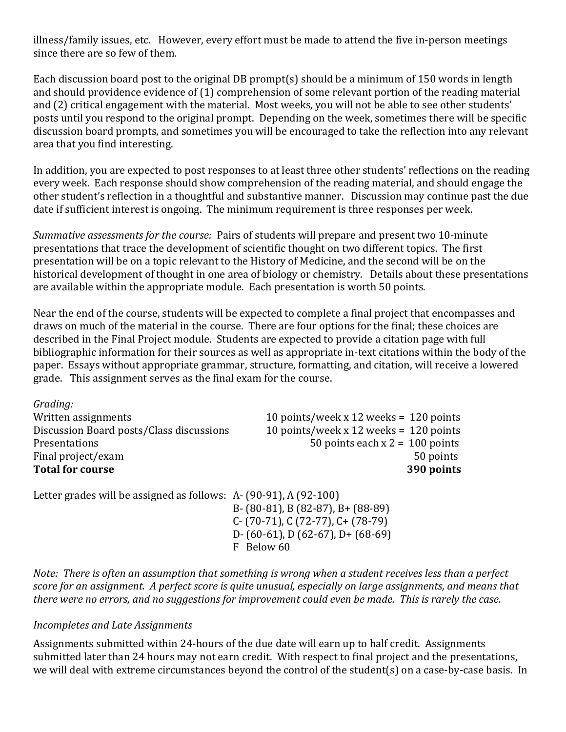illness/family issues, etc. However, every effort must be made to attend the five in-person meetings since there are so few of them.

Each discussion board post to the original DB prompt(s) should be a minimum of 150 words in length and should providence evidence of (1) comprehension of some relevant portion of the reading material and (2) critical engagement with the material. Most weeks, you will not be able to see other students' posts until you respond to the original prompt. Depending on the week, sometimes there will be specific discussion board prompts, and sometimes you will be encouraged to take the reflection into any relevant area that you find interesting.

In addition, you are expected to post responses to at least three other students' reflections on the reading every week. Each response should show comprehension of the reading material, and should engage the other student's reflection in a thoughtful and substantive manner. Discussion may continue past the due date if sufficient interest is ongoing. The minimum requirement is three responses per week.

*Summative assessments for the course:* Pairs of students will prepare and present two 10-minute presentations that trace the development of scientific thought on two different topics. The first presentation will be on a topic relevant to the History of Medicine, and the second will be on the historical development of thought in one area of biology or chemistry. Details about these presentations are available within the appropriate module. Each presentation is worth 50 points.

Near the end of the course, students will be expected to complete a final project that encompasses and draws on much of the material in the course. There are four options for the final; these choices are described in the Final Project module. Students are expected to provide a citation page with full bibliographic information for their sources as well as appropriate in-text citations within the body of the paper. Essays without appropriate grammar, structure, formatting, and citation, will receive a lowered grade. This assignment serves as the final exam for the course.

*Grading:*

| | |
|---|---|
| Written assignments | 10 points/week x 12 weeks = 120 points |
| Discussion Board posts/Class discussions | 10 points/week x 12 weeks = 120 points |
| Presentations | 50 points each x 2 = 100 points |
| Final project/exam | 50 points |
| **Total for course** | **390 points** |

Letter grades will be assigned as follows:
- A- (90-91), A (92-100)
- B- (80-81), B (82-87), B+ (88-89)
- C- (70-71), C (72-77), C+ (78-79)
- D- (60-61), D (62-67), D+ (68-69)
- F Below 60

*Note: There is often an assumption that something is wrong when a student receives less than a perfect score for an assignment. A perfect score is quite unusual, especially on large assignments, and means that there were no errors, and no suggestions for improvement could even be made. This is rarely the case.*

*Incompletes and Late Assignments*

Assignments submitted within 24-hours of the due date will earn up to half credit. Assignments submitted later than 24 hours may not earn credit. With respect to final project and the presentations, we will deal with extreme circumstances beyond the control of the student(s) on a case-by-case basis. In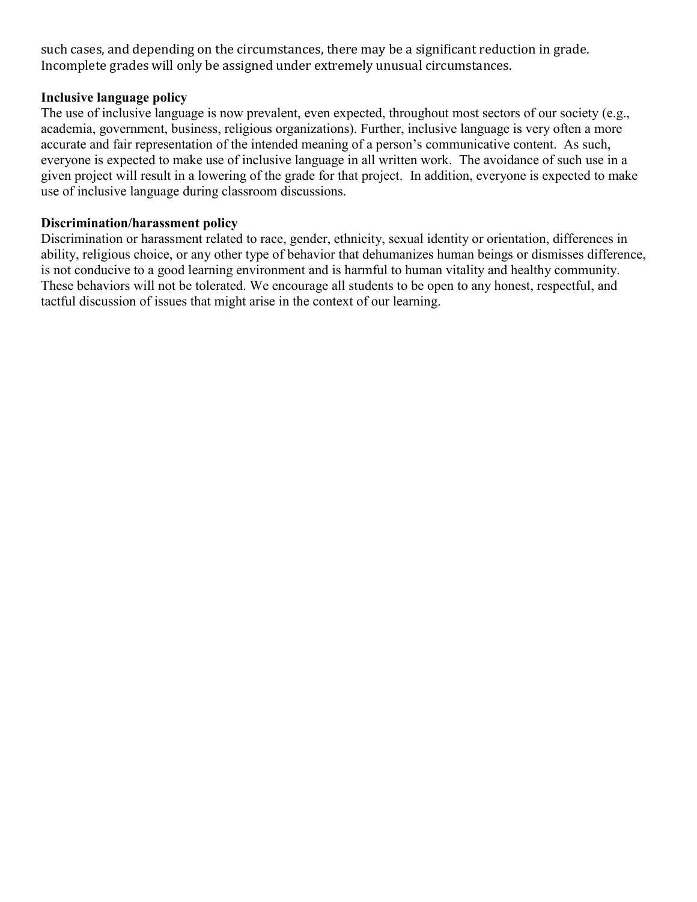such cases, and depending on the circumstances, there may be a significant reduction in grade. Incomplete grades will only be assigned under extremely unusual circumstances.

**Inclusive language policy**

The use of inclusive language is now prevalent, even expected, throughout most sectors of our society (e.g., academia, government, business, religious organizations). Further, inclusive language is very often a more accurate and fair representation of the intended meaning of a person's communicative content. As such, everyone is expected to make use of inclusive language in all written work. The avoidance of such use in a given project will result in a lowering of the grade for that project. In addition, everyone is expected to make use of inclusive language during classroom discussions.

**Discrimination/harassment policy**

Discrimination or harassment related to race, gender, ethnicity, sexual identity or orientation, differences in ability, religious choice, or any other type of behavior that dehumanizes human beings or dismisses difference, is not conducive to a good learning environment and is harmful to human vitality and healthy community. These behaviors will not be tolerated. We encourage all students to be open to any honest, respectful, and tactful discussion of issues that might arise in the context of our learning.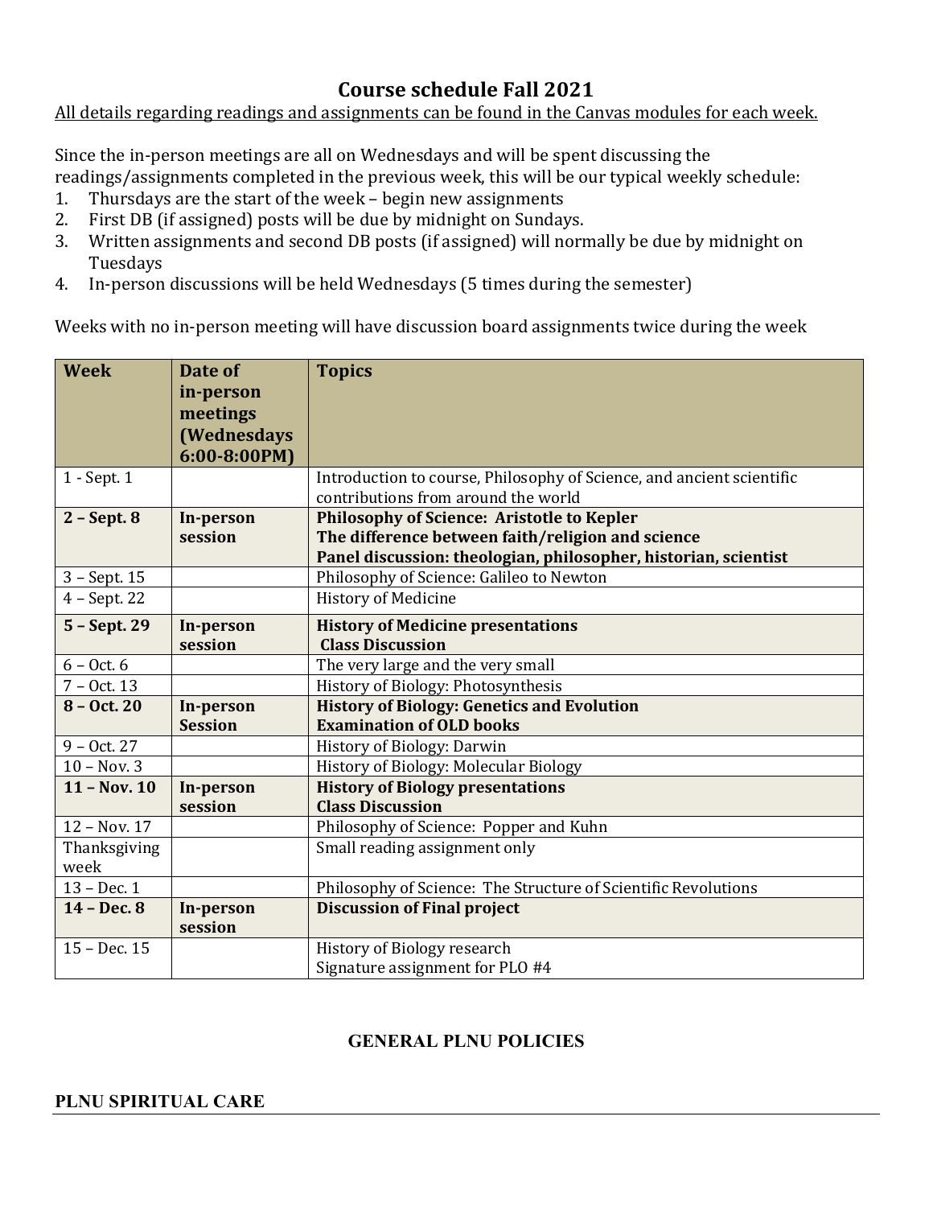# Course schedule Fall 2021

<u>All details regarding readings and assignments can be found in the Canvas modules for each week.</u>

Since the in-person meetings are all on Wednesdays and will be spent discussing the readings/assignments completed in the previous week, this will be our typical weekly schedule:

1. Thursdays are the start of the week – begin new assignments
2. First DB (if assigned) posts will be due by midnight on Sundays.
3. Written assignments and second DB posts (if assigned) will normally be due by midnight on Tuesdays
4. In-person discussions will be held Wednesdays (5 times during the semester)

Weeks with no in-person meeting will have discussion board assignments twice during the week

| Week | Date of in-person meetings (Wednesdays 6:00-8:00PM) | Topics |
|---|---|---|
| 1 - Sept. 1 | | Introduction to course, Philosophy of Science, and ancient scientific contributions from around the world |
| **2 – Sept. 8** | **In-person session** | **Philosophy of Science: Aristotle to Kepler**<br>**The difference between faith/religion and science**<br>**Panel discussion: theologian, philosopher, historian, scientist** |
| 3 – Sept. 15 | | Philosophy of Science: Galileo to Newton |
| 4 – Sept. 22 | | History of Medicine |
| **5 – Sept. 29** | **In-person session** | **History of Medicine presentations**<br>**Class Discussion** |
| 6 – Oct. 6 | | The very large and the very small |
| 7 – Oct. 13 | | History of Biology: Photosynthesis |
| **8 – Oct. 20** | **In-person Session** | **History of Biology: Genetics and Evolution**<br>**Examination of OLD books** |
| 9 – Oct. 27 | | History of Biology: Darwin |
| 10 – Nov. 3 | | History of Biology: Molecular Biology |
| **11 – Nov. 10** | **In-person session** | **History of Biology presentations**<br>**Class Discussion** |
| 12 – Nov. 17 | | Philosophy of Science: Popper and Kuhn |
| Thanksgiving week | | Small reading assignment only |
| 13 – Dec. 1 | | Philosophy of Science: The Structure of Scientific Revolutions |
| **14 – Dec. 8** | **In-person session** | **Discussion of Final project** |
| 15 – Dec. 15 | | History of Biology research<br>Signature assignment for PLO #4 |

## GENERAL PLNU POLICIES

### PLNU SPIRITUAL CARE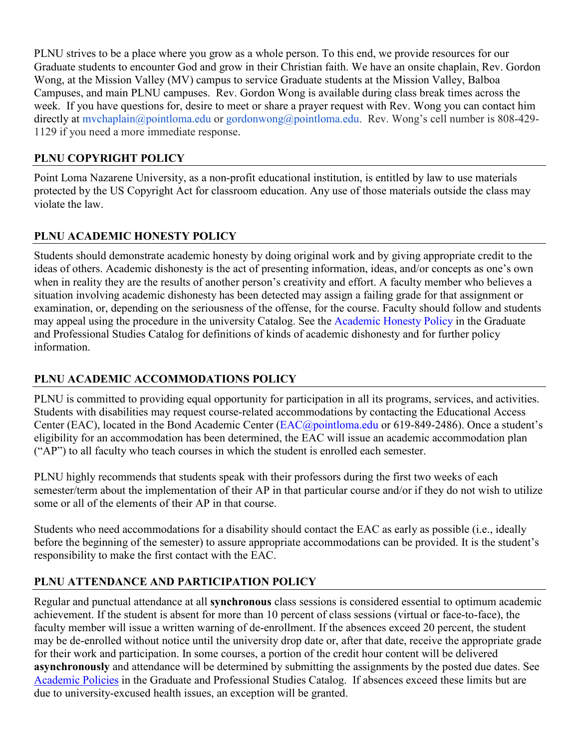PLNU strives to be a place where you grow as a whole person. To this end, we provide resources for our Graduate students to encounter God and grow in their Christian faith. We have an onsite chaplain, Rev. Gordon Wong, at the Mission Valley (MV) campus to service Graduate students at the Mission Valley, Balboa Campuses, and main PLNU campuses. Rev. Gordon Wong is available during class break times across the week. If you have questions for, desire to meet or share a prayer request with Rev. Wong you can contact him directly at mvchaplain@pointloma.edu or gordonwong@pointloma.edu. Rev. Wong's cell number is 808-429-1129 if you need a more immediate response.

## PLNU COPYRIGHT POLICY

Point Loma Nazarene University, as a non-profit educational institution, is entitled by law to use materials protected by the US Copyright Act for classroom education. Any use of those materials outside the class may violate the law.

## PLNU ACADEMIC HONESTY POLICY

Students should demonstrate academic honesty by doing original work and by giving appropriate credit to the ideas of others. Academic dishonesty is the act of presenting information, ideas, and/or concepts as one's own when in reality they are the results of another person's creativity and effort. A faculty member who believes a situation involving academic dishonesty has been detected may assign a failing grade for that assignment or examination, or, depending on the seriousness of the offense, for the course. Faculty should follow and students may appeal using the procedure in the university Catalog. See the Academic Honesty Policy in the Graduate and Professional Studies Catalog for definitions of kinds of academic dishonesty and for further policy information.

## PLNU ACADEMIC ACCOMMODATIONS POLICY

PLNU is committed to providing equal opportunity for participation in all its programs, services, and activities. Students with disabilities may request course-related accommodations by contacting the Educational Access Center (EAC), located in the Bond Academic Center (EAC@pointloma.edu or 619-849-2486). Once a student's eligibility for an accommodation has been determined, the EAC will issue an academic accommodation plan ("AP") to all faculty who teach courses in which the student is enrolled each semester.

PLNU highly recommends that students speak with their professors during the first two weeks of each semester/term about the implementation of their AP in that particular course and/or if they do not wish to utilize some or all of the elements of their AP in that course.

Students who need accommodations for a disability should contact the EAC as early as possible (i.e., ideally before the beginning of the semester) to assure appropriate accommodations can be provided. It is the student's responsibility to make the first contact with the EAC.

## PLNU ATTENDANCE AND PARTICIPATION POLICY

Regular and punctual attendance at all **synchronous** class sessions is considered essential to optimum academic achievement. If the student is absent for more than 10 percent of class sessions (virtual or face-to-face), the faculty member will issue a written warning of de-enrollment. If the absences exceed 20 percent, the student may be de-enrolled without notice until the university drop date or, after that date, receive the appropriate grade for their work and participation. In some courses, a portion of the credit hour content will be delivered **asynchronously** and attendance will be determined by submitting the assignments by the posted due dates. See Academic Policies in the Graduate and Professional Studies Catalog. If absences exceed these limits but are due to university-excused health issues, an exception will be granted.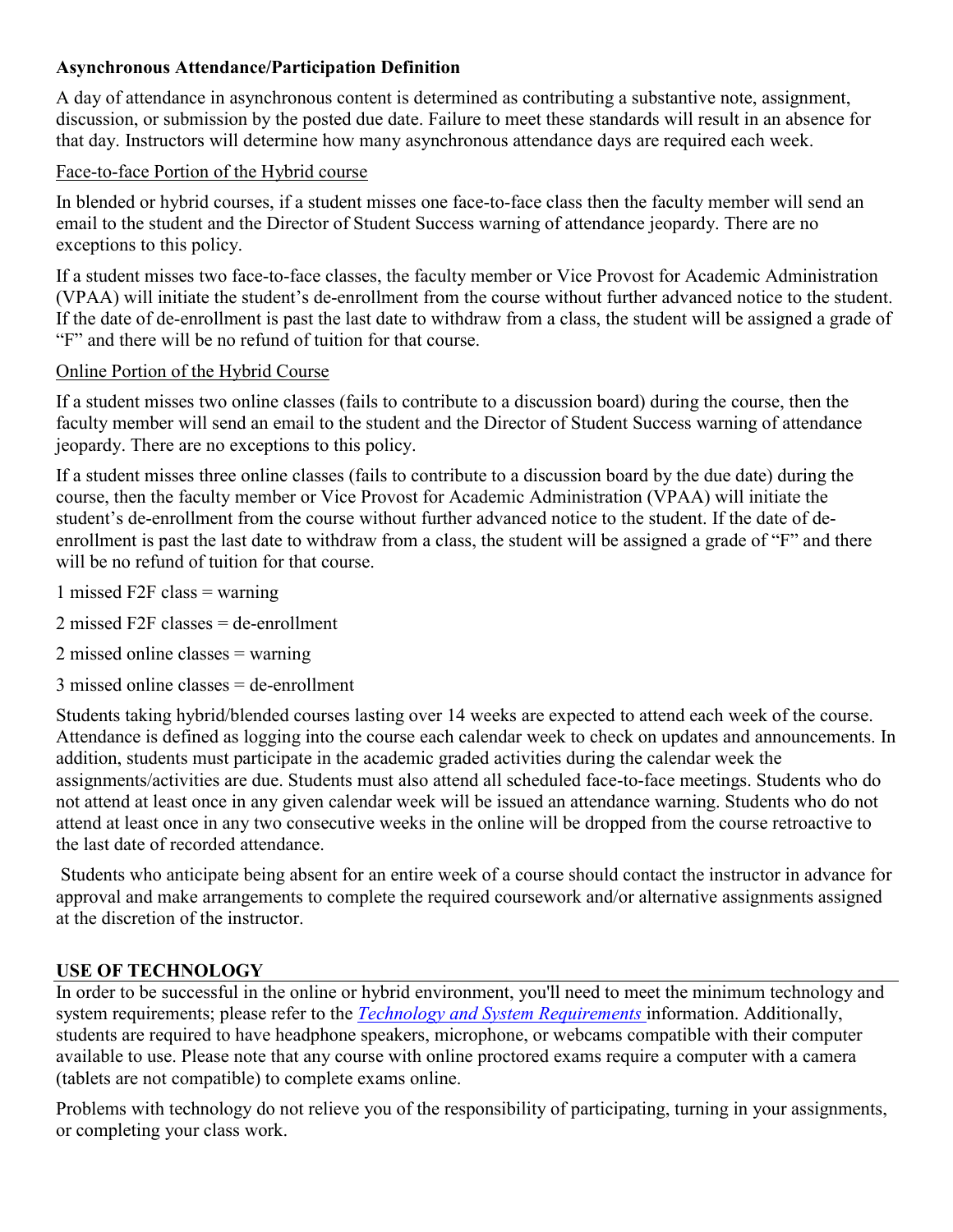**Asynchronous Attendance/Participation Definition**

A day of attendance in asynchronous content is determined as contributing a substantive note, assignment, discussion, or submission by the posted due date. Failure to meet these standards will result in an absence for that day. Instructors will determine how many asynchronous attendance days are required each week.

Face-to-face Portion of the Hybrid course

In blended or hybrid courses, if a student misses one face-to-face class then the faculty member will send an email to the student and the Director of Student Success warning of attendance jeopardy. There are no exceptions to this policy.

If a student misses two face-to-face classes, the faculty member or Vice Provost for Academic Administration (VPAA) will initiate the student's de-enrollment from the course without further advanced notice to the student. If the date of de-enrollment is past the last date to withdraw from a class, the student will be assigned a grade of "F" and there will be no refund of tuition for that course.

Online Portion of the Hybrid Course

If a student misses two online classes (fails to contribute to a discussion board) during the course, then the faculty member will send an email to the student and the Director of Student Success warning of attendance jeopardy. There are no exceptions to this policy.

If a student misses three online classes (fails to contribute to a discussion board by the due date) during the course, then the faculty member or Vice Provost for Academic Administration (VPAA) will initiate the student's de-enrollment from the course without further advanced notice to the student. If the date of de-enrollment is past the last date to withdraw from a class, the student will be assigned a grade of "F" and there will be no refund of tuition for that course.

1 missed F2F class = warning

2 missed F2F classes = de-enrollment

2 missed online classes = warning

3 missed online classes = de-enrollment

Students taking hybrid/blended courses lasting over 14 weeks are expected to attend each week of the course. Attendance is defined as logging into the course each calendar week to check on updates and announcements. In addition, students must participate in the academic graded activities during the calendar week the assignments/activities are due. Students must also attend all scheduled face-to-face meetings. Students who do not attend at least once in any given calendar week will be issued an attendance warning. Students who do not attend at least once in any two consecutive weeks in the online will be dropped from the course retroactive to the last date of recorded attendance.

Students who anticipate being absent for an entire week of a course should contact the instructor in advance for approval and make arrangements to complete the required coursework and/or alternative assignments assigned at the discretion of the instructor.

## USE OF TECHNOLOGY

In order to be successful in the online or hybrid environment, you'll need to meet the minimum technology and system requirements; please refer to the *Technology and System Requirements* information. Additionally, students are required to have headphone speakers, microphone, or webcams compatible with their computer available to use. Please note that any course with online proctored exams require a computer with a camera (tablets are not compatible) to complete exams online.

Problems with technology do not relieve you of the responsibility of participating, turning in your assignments, or completing your class work.